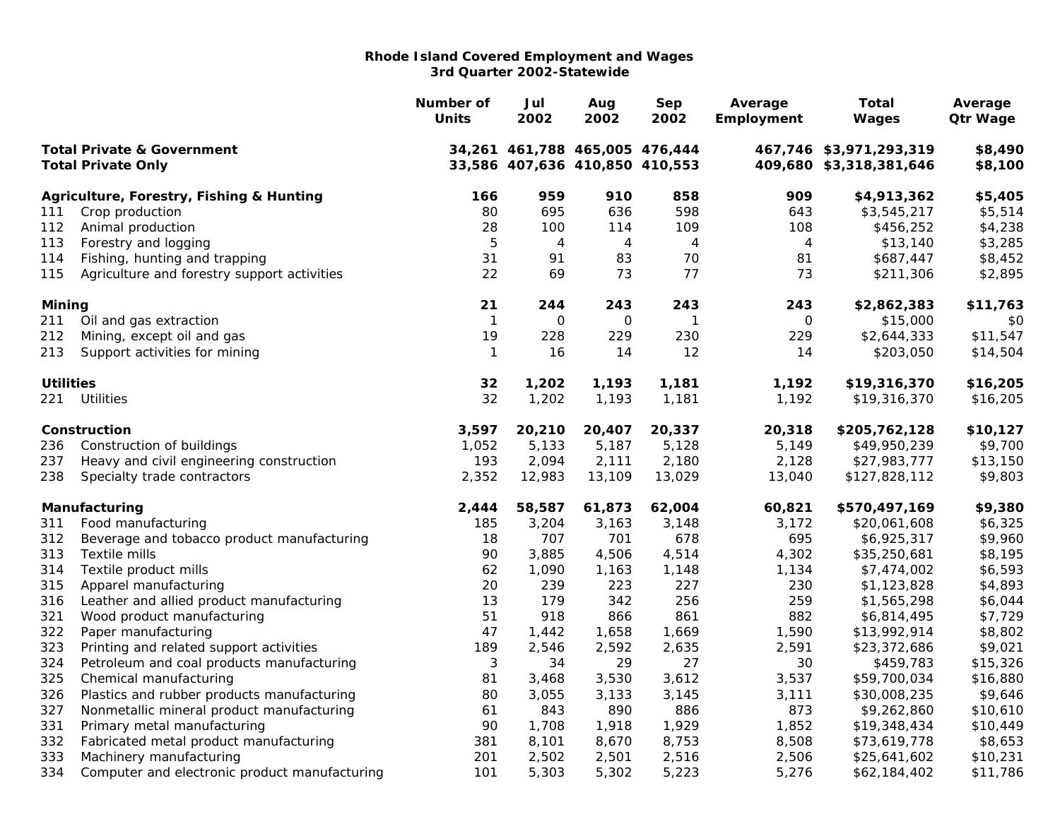# Rhode Island Covered Employment and Wages
## 3rd Quarter 2002-Statewide

| | | Number of Units | Jul 2002 | Aug 2002 | Sep 2002 | Average Employment | Total Wages | Average Qtr Wage |
|---|---|---|---|---|---|---|---|---|
| **Total Private & Government** | | **34,261** | **461,788** | **465,005** | **476,444** | **467,746** | **$3,971,293,319** | **$8,490** |
| **Total Private Only** | | **33,586** | **407,636** | **410,850** | **410,553** | **409,680** | **$3,318,381,646** | **$8,100** |
| **Agriculture, Forestry, Fishing & Hunting** | | **166** | **959** | **910** | **858** | **909** | **$4,913,362** | **$5,405** |
| 111 | Crop production | 80 | 695 | 636 | 598 | 643 | $3,545,217 | $5,514 |
| 112 | Animal production | 28 | 100 | 114 | 109 | 108 | $456,252 | $4,238 |
| 113 | Forestry and logging | 5 | 4 | 4 | 4 | 4 | $13,140 | $3,285 |
| 114 | Fishing, hunting and trapping | 31 | 91 | 83 | 70 | 81 | $687,447 | $8,452 |
| 115 | Agriculture and forestry support activities | 22 | 69 | 73 | 77 | 73 | $211,306 | $2,895 |
| **Mining** | | **21** | **244** | **243** | **243** | **243** | **$2,862,383** | **$11,763** |
| 211 | Oil and gas extraction | 1 | 0 | 0 | 1 | 0 | $15,000 | $0 |
| 212 | Mining, except oil and gas | 19 | 228 | 229 | 230 | 229 | $2,644,333 | $11,547 |
| 213 | Support activities for mining | 1 | 16 | 14 | 12 | 14 | $203,050 | $14,504 |
| **Utilities** | | **32** | **1,202** | **1,193** | **1,181** | **1,192** | **$19,316,370** | **$16,205** |
| 221 | Utilities | 32 | 1,202 | 1,193 | 1,181 | 1,192 | $19,316,370 | $16,205 |
| **Construction** | | **3,597** | **20,210** | **20,407** | **20,337** | **20,318** | **$205,762,128** | **$10,127** |
| 236 | Construction of buildings | 1,052 | 5,133 | 5,187 | 5,128 | 5,149 | $49,950,239 | $9,700 |
| 237 | Heavy and civil engineering construction | 193 | 2,094 | 2,111 | 2,180 | 2,128 | $27,983,777 | $13,150 |
| 238 | Specialty trade contractors | 2,352 | 12,983 | 13,109 | 13,029 | 13,040 | $127,828,112 | $9,803 |
| **Manufacturing** | | **2,444** | **58,587** | **61,873** | **62,004** | **60,821** | **$570,497,169** | **$9,380** |
| 311 | Food manufacturing | 185 | 3,204 | 3,163 | 3,148 | 3,172 | $20,061,608 | $6,325 |
| 312 | Beverage and tobacco product manufacturing | 18 | 707 | 701 | 678 | 695 | $6,925,317 | $9,960 |
| 313 | Textile mills | 90 | 3,885 | 4,506 | 4,514 | 4,302 | $35,250,681 | $8,195 |
| 314 | Textile product mills | 62 | 1,090 | 1,163 | 1,148 | 1,134 | $7,474,002 | $6,593 |
| 315 | Apparel manufacturing | 20 | 239 | 223 | 227 | 230 | $1,123,828 | $4,893 |
| 316 | Leather and allied product manufacturing | 13 | 179 | 342 | 256 | 259 | $1,565,298 | $6,044 |
| 321 | Wood product manufacturing | 51 | 918 | 866 | 861 | 882 | $6,814,495 | $7,729 |
| 322 | Paper manufacturing | 47 | 1,442 | 1,658 | 1,669 | 1,590 | $13,992,914 | $8,802 |
| 323 | Printing and related support activities | 189 | 2,546 | 2,592 | 2,635 | 2,591 | $23,372,686 | $9,021 |
| 324 | Petroleum and coal products manufacturing | 3 | 34 | 29 | 27 | 30 | $459,783 | $15,326 |
| 325 | Chemical manufacturing | 81 | 3,468 | 3,530 | 3,612 | 3,537 | $59,700,034 | $16,880 |
| 326 | Plastics and rubber products manufacturing | 80 | 3,055 | 3,133 | 3,145 | 3,111 | $30,008,235 | $9,646 |
| 327 | Nonmetallic mineral product manufacturing | 61 | 843 | 890 | 886 | 873 | $9,262,860 | $10,610 |
| 331 | Primary metal manufacturing | 90 | 1,708 | 1,918 | 1,929 | 1,852 | $19,348,434 | $10,449 |
| 332 | Fabricated metal product manufacturing | 381 | 8,101 | 8,670 | 8,753 | 8,508 | $73,619,778 | $8,653 |
| 333 | Machinery manufacturing | 201 | 2,502 | 2,501 | 2,516 | 2,506 | $25,641,602 | $10,231 |
| 334 | Computer and electronic product manufacturing | 101 | 5,303 | 5,302 | 5,223 | 5,276 | $62,184,402 | $11,786 |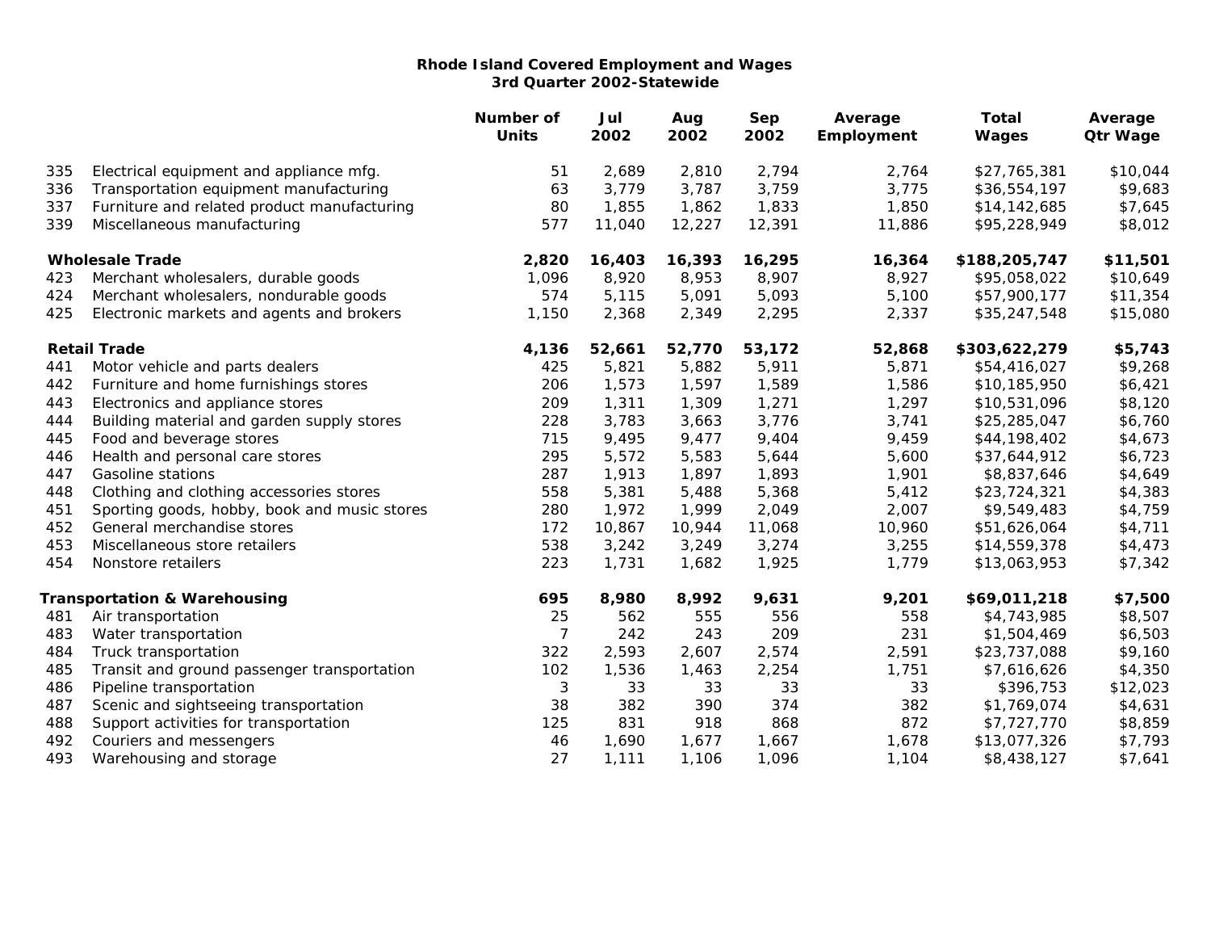**Rhode Island Covered Employment and Wages**
**3rd Quarter 2002-Statewide**

| | | Number of Units | Jul 2002 | Aug 2002 | Sep 2002 | Average Employment | Total Wages | Average Qtr Wage |
|---|---|---|---|---|---|---|---|---|
| 335 | Electrical equipment and appliance mfg. | 51 | 2,689 | 2,810 | 2,794 | 2,764 | $27,765,381 | $10,044 |
| 336 | Transportation equipment manufacturing | 63 | 3,779 | 3,787 | 3,759 | 3,775 | $36,554,197 | $9,683 |
| 337 | Furniture and related product manufacturing | 80 | 1,855 | 1,862 | 1,833 | 1,850 | $14,142,685 | $7,645 |
| 339 | Miscellaneous manufacturing | 577 | 11,040 | 12,227 | 12,391 | 11,886 | $95,228,949 | $8,012 |
| | **Wholesale Trade** | **2,820** | **16,403** | **16,393** | **16,295** | **16,364** | **$188,205,747** | **$11,501** |
| 423 | Merchant wholesalers, durable goods | 1,096 | 8,920 | 8,953 | 8,907 | 8,927 | $95,058,022 | $10,649 |
| 424 | Merchant wholesalers, nondurable goods | 574 | 5,115 | 5,091 | 5,093 | 5,100 | $57,900,177 | $11,354 |
| 425 | Electronic markets and agents and brokers | 1,150 | 2,368 | 2,349 | 2,295 | 2,337 | $35,247,548 | $15,080 |
| | **Retail Trade** | **4,136** | **52,661** | **52,770** | **53,172** | **52,868** | **$303,622,279** | **$5,743** |
| 441 | Motor vehicle and parts dealers | 425 | 5,821 | 5,882 | 5,911 | 5,871 | $54,416,027 | $9,268 |
| 442 | Furniture and home furnishings stores | 206 | 1,573 | 1,597 | 1,589 | 1,586 | $10,185,950 | $6,421 |
| 443 | Electronics and appliance stores | 209 | 1,311 | 1,309 | 1,271 | 1,297 | $10,531,096 | $8,120 |
| 444 | Building material and garden supply stores | 228 | 3,783 | 3,663 | 3,776 | 3,741 | $25,285,047 | $6,760 |
| 445 | Food and beverage stores | 715 | 9,495 | 9,477 | 9,404 | 9,459 | $44,198,402 | $4,673 |
| 446 | Health and personal care stores | 295 | 5,572 | 5,583 | 5,644 | 5,600 | $37,644,912 | $6,723 |
| 447 | Gasoline stations | 287 | 1,913 | 1,897 | 1,893 | 1,901 | $8,837,646 | $4,649 |
| 448 | Clothing and clothing accessories stores | 558 | 5,381 | 5,488 | 5,368 | 5,412 | $23,724,321 | $4,383 |
| 451 | Sporting goods, hobby, book and music stores | 280 | 1,972 | 1,999 | 2,049 | 2,007 | $9,549,483 | $4,759 |
| 452 | General merchandise stores | 172 | 10,867 | 10,944 | 11,068 | 10,960 | $51,626,064 | $4,711 |
| 453 | Miscellaneous store retailers | 538 | 3,242 | 3,249 | 3,274 | 3,255 | $14,559,378 | $4,473 |
| 454 | Nonstore retailers | 223 | 1,731 | 1,682 | 1,925 | 1,779 | $13,063,953 | $7,342 |
| | **Transportation & Warehousing** | **695** | **8,980** | **8,992** | **9,631** | **9,201** | **$69,011,218** | **$7,500** |
| 481 | Air transportation | 25 | 562 | 555 | 556 | 558 | $4,743,985 | $8,507 |
| 483 | Water transportation | 7 | 242 | 243 | 209 | 231 | $1,504,469 | $6,503 |
| 484 | Truck transportation | 322 | 2,593 | 2,607 | 2,574 | 2,591 | $23,737,088 | $9,160 |
| 485 | Transit and ground passenger transportation | 102 | 1,536 | 1,463 | 2,254 | 1,751 | $7,616,626 | $4,350 |
| 486 | Pipeline transportation | 3 | 33 | 33 | 33 | 33 | $396,753 | $12,023 |
| 487 | Scenic and sightseeing transportation | 38 | 382 | 390 | 374 | 382 | $1,769,074 | $4,631 |
| 488 | Support activities for transportation | 125 | 831 | 918 | 868 | 872 | $7,727,770 | $8,859 |
| 492 | Couriers and messengers | 46 | 1,690 | 1,677 | 1,667 | 1,678 | $13,077,326 | $7,793 |
| 493 | Warehousing and storage | 27 | 1,111 | 1,106 | 1,096 | 1,104 | $8,438,127 | $7,641 |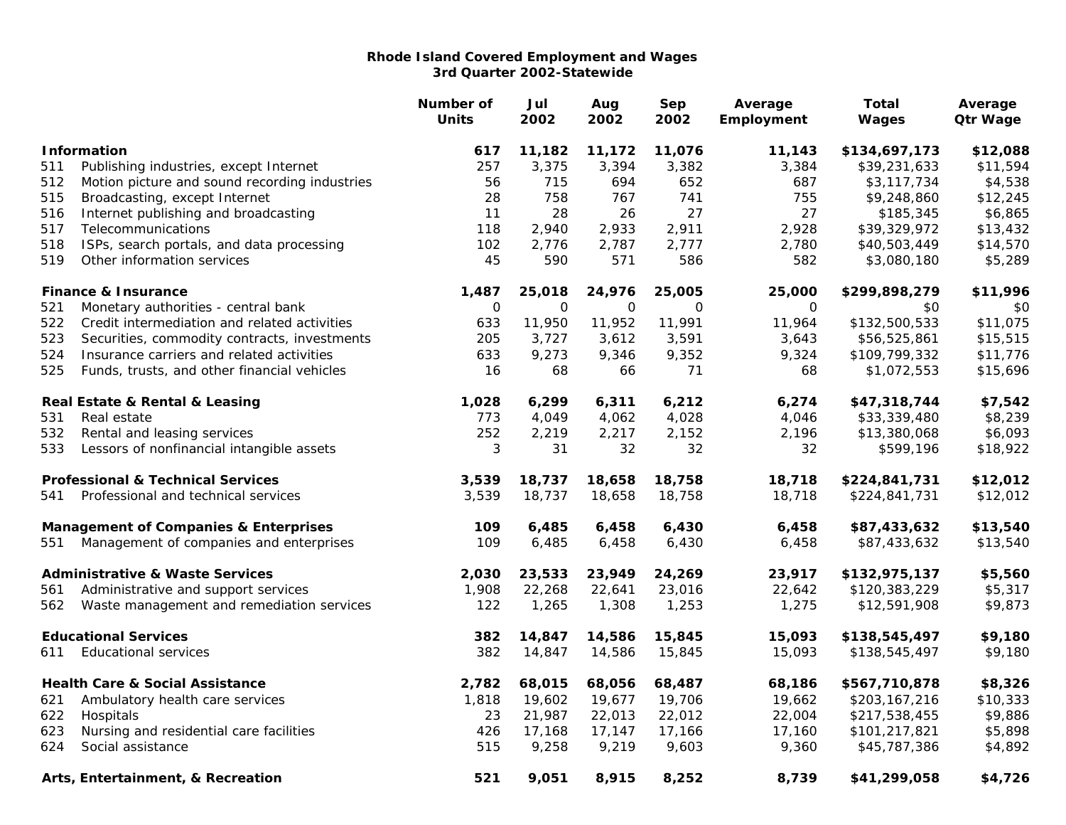# Rhode Island Covered Employment and Wages
## 3rd Quarter 2002-Statewide

| | | Number of Units | Jul 2002 | Aug 2002 | Sep 2002 | Average Employment | Total Wages | Average Qtr Wage |
|---|---|---|---|---|---|---|---|---|
| **Information** | | **617** | **11,182** | **11,172** | **11,076** | **11,143** | **$134,697,173** | **$12,088** |
| 511 | Publishing industries, except Internet | 257 | 3,375 | 3,394 | 3,382 | 3,384 | $39,231,633 | $11,594 |
| 512 | Motion picture and sound recording industries | 56 | 715 | 694 | 652 | 687 | $3,117,734 | $4,538 |
| 515 | Broadcasting, except Internet | 28 | 758 | 767 | 741 | 755 | $9,248,860 | $12,245 |
| 516 | Internet publishing and broadcasting | 11 | 28 | 26 | 27 | 27 | $185,345 | $6,865 |
| 517 | Telecommunications | 118 | 2,940 | 2,933 | 2,911 | 2,928 | $39,329,972 | $13,432 |
| 518 | ISPs, search portals, and data processing | 102 | 2,776 | 2,787 | 2,777 | 2,780 | $40,503,449 | $14,570 |
| 519 | Other information services | 45 | 590 | 571 | 586 | 582 | $3,080,180 | $5,289 |
| **Finance & Insurance** | | **1,487** | **25,018** | **24,976** | **25,005** | **25,000** | **$299,898,279** | **$11,996** |
| 521 | Monetary authorities - central bank | 0 | 0 | 0 | 0 | 0 | $0 | $0 |
| 522 | Credit intermediation and related activities | 633 | 11,950 | 11,952 | 11,991 | 11,964 | $132,500,533 | $11,075 |
| 523 | Securities, commodity contracts, investments | 205 | 3,727 | 3,612 | 3,591 | 3,643 | $56,525,861 | $15,515 |
| 524 | Insurance carriers and related activities | 633 | 9,273 | 9,346 | 9,352 | 9,324 | $109,799,332 | $11,776 |
| 525 | Funds, trusts, and other financial vehicles | 16 | 68 | 66 | 71 | 68 | $1,072,553 | $15,696 |
| **Real Estate & Rental & Leasing** | | **1,028** | **6,299** | **6,311** | **6,212** | **6,274** | **$47,318,744** | **$7,542** |
| 531 | Real estate | 773 | 4,049 | 4,062 | 4,028 | 4,046 | $33,339,480 | $8,239 |
| 532 | Rental and leasing services | 252 | 2,219 | 2,217 | 2,152 | 2,196 | $13,380,068 | $6,093 |
| 533 | Lessors of nonfinancial intangible assets | 3 | 31 | 32 | 32 | 32 | $599,196 | $18,922 |
| **Professional & Technical Services** | | **3,539** | **18,737** | **18,658** | **18,758** | **18,718** | **$224,841,731** | **$12,012** |
| 541 | Professional and technical services | 3,539 | 18,737 | 18,658 | 18,758 | 18,718 | $224,841,731 | $12,012 |
| **Management of Companies & Enterprises** | | **109** | **6,485** | **6,458** | **6,430** | **6,458** | **$87,433,632** | **$13,540** |
| 551 | Management of companies and enterprises | 109 | 6,485 | 6,458 | 6,430 | 6,458 | $87,433,632 | $13,540 |
| **Administrative & Waste Services** | | **2,030** | **23,533** | **23,949** | **24,269** | **23,917** | **$132,975,137** | **$5,560** |
| 561 | Administrative and support services | 1,908 | 22,268 | 22,641 | 23,016 | 22,642 | $120,383,229 | $5,317 |
| 562 | Waste management and remediation services | 122 | 1,265 | 1,308 | 1,253 | 1,275 | $12,591,908 | $9,873 |
| **Educational Services** | | **382** | **14,847** | **14,586** | **15,845** | **15,093** | **$138,545,497** | **$9,180** |
| 611 | Educational services | 382 | 14,847 | 14,586 | 15,845 | 15,093 | $138,545,497 | $9,180 |
| **Health Care & Social Assistance** | | **2,782** | **68,015** | **68,056** | **68,487** | **68,186** | **$567,710,878** | **$8,326** |
| 621 | Ambulatory health care services | 1,818 | 19,602 | 19,677 | 19,706 | 19,662 | $203,167,216 | $10,333 |
| 622 | Hospitals | 23 | 21,987 | 22,013 | 22,012 | 22,004 | $217,538,455 | $9,886 |
| 623 | Nursing and residential care facilities | 426 | 17,168 | 17,147 | 17,166 | 17,160 | $101,217,821 | $5,898 |
| 624 | Social assistance | 515 | 9,258 | 9,219 | 9,603 | 9,360 | $45,787,386 | $4,892 |
| **Arts, Entertainment, & Recreation** | | **521** | **9,051** | **8,915** | **8,252** | **8,739** | **$41,299,058** | **$4,726** |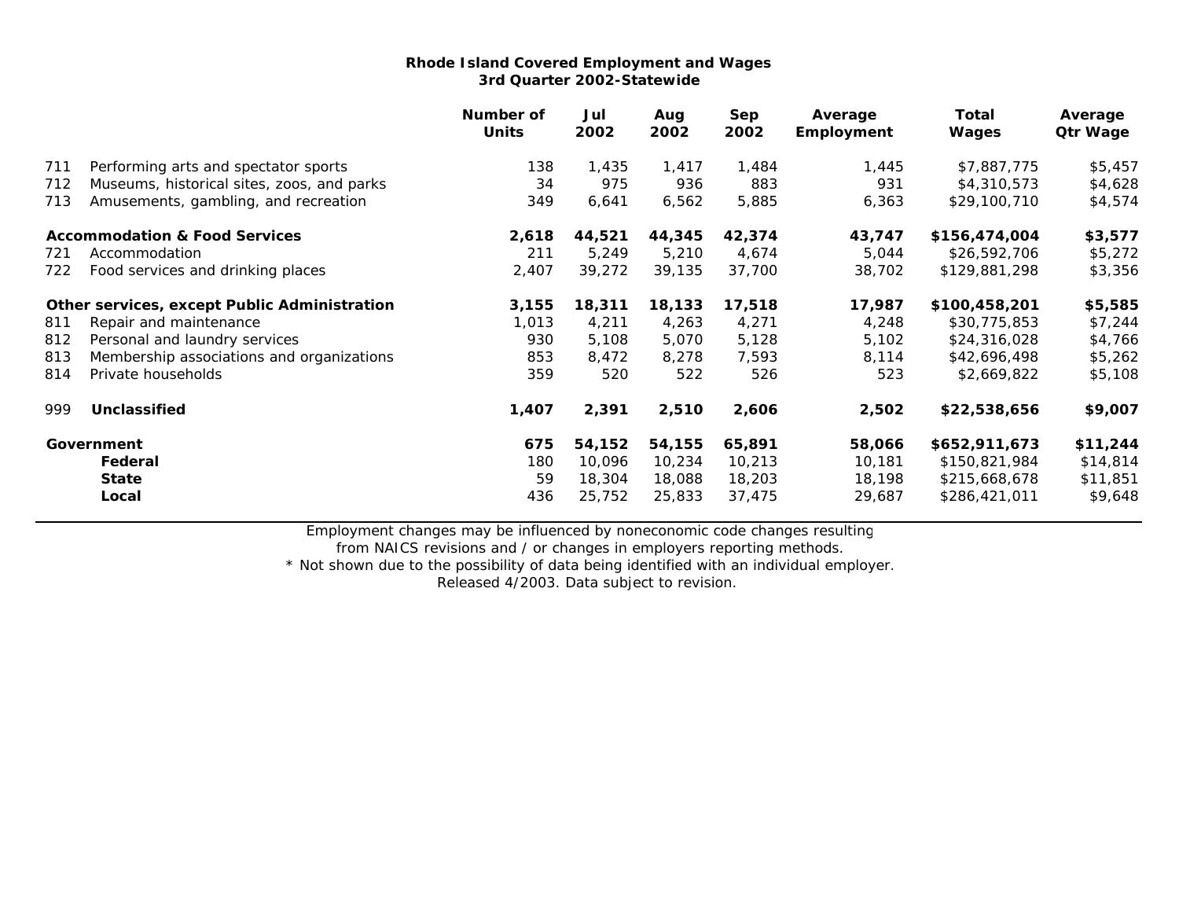**Rhode Island Covered Employment and Wages**
**3rd Quarter 2002-Statewide**

| | | Number of Units | Jul 2002 | Aug 2002 | Sep 2002 | Average Employment | Total Wages | Average Qtr Wage |
|---|---|---|---|---|---|---|---|---|
| 711 | Performing arts and spectator sports | 138 | 1,435 | 1,417 | 1,484 | 1,445 | $7,887,775 | $5,457 |
| 712 | Museums, historical sites, zoos, and parks | 34 | 975 | 936 | 883 | 931 | $4,310,573 | $4,628 |
| 713 | Amusements, gambling, and recreation | 349 | 6,641 | 6,562 | 5,885 | 6,363 | $29,100,710 | $4,574 |
| **Accommodation & Food Services** | | **2,618** | **44,521** | **44,345** | **42,374** | **43,747** | **$156,474,004** | **$3,577** |
| 721 | Accommodation | 211 | 5,249 | 5,210 | 4,674 | 5,044 | $26,592,706 | $5,272 |
| 722 | Food services and drinking places | 2,407 | 39,272 | 39,135 | 37,700 | 38,702 | $129,881,298 | $3,356 |
| **Other services, except Public Administration** | | **3,155** | **18,311** | **18,133** | **17,518** | **17,987** | **$100,458,201** | **$5,585** |
| 811 | Repair and maintenance | 1,013 | 4,211 | 4,263 | 4,271 | 4,248 | $30,775,853 | $7,244 |
| 812 | Personal and laundry services | 930 | 5,108 | 5,070 | 5,128 | 5,102 | $24,316,028 | $4,766 |
| 813 | Membership associations and organizations | 853 | 8,472 | 8,278 | 7,593 | 8,114 | $42,696,498 | $5,262 |
| 814 | Private households | 359 | 520 | 522 | 526 | 523 | $2,669,822 | $5,108 |
| 999 | **Unclassified** | **1,407** | **2,391** | **2,510** | **2,606** | **2,502** | **$22,538,656** | **$9,007** |
| **Government** | | **675** | **54,152** | **54,155** | **65,891** | **58,066** | **$652,911,673** | **$11,244** |
| | **Federal** | 180 | 10,096 | 10,234 | 10,213 | 10,181 | $150,821,984 | $14,814 |
| | **State** | 59 | 18,304 | 18,088 | 18,203 | 18,198 | $215,668,678 | $11,851 |
| | **Local** | 436 | 25,752 | 25,833 | 37,475 | 29,687 | $286,421,011 | $9,648 |

Employment changes may be influenced by noneconomic code changes resulting from NAICS revisions and / or changes in employers reporting methods.
* Not shown due to the possibility of data being identified with an individual employer.
Released 4/2003. Data subject to revision.